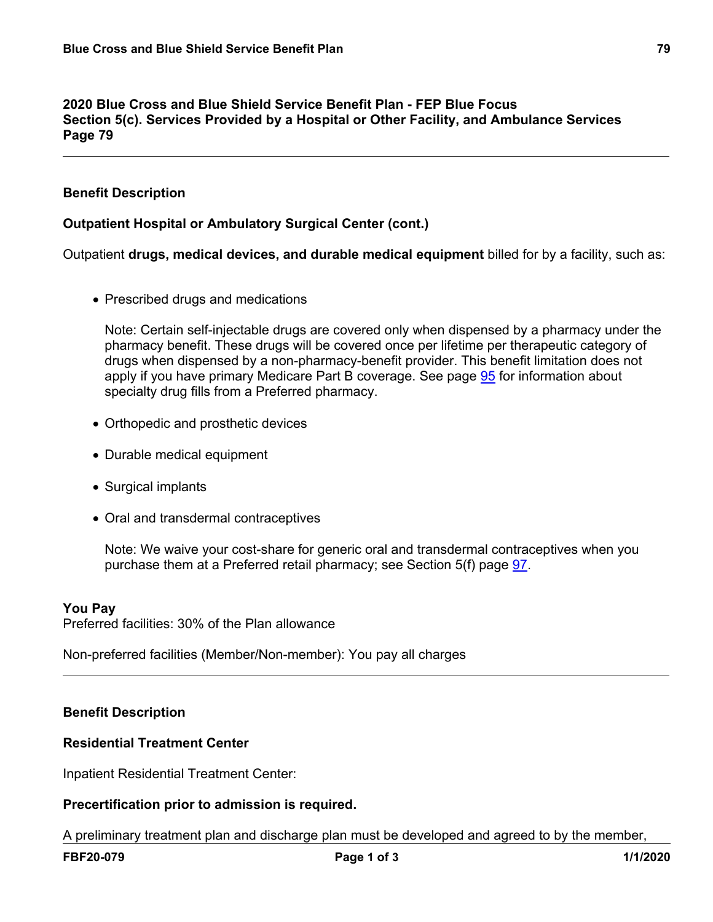**2020 Blue Cross and Blue Shield Service Benefit Plan - FEP Blue Focus**
**Section 5(c). Services Provided by a Hospital or Other Facility, and Ambulance Services**
**Page 79**

---

**Benefit Description**

**Outpatient Hospital or Ambulatory Surgical Center (cont.)**

Outpatient **drugs, medical devices, and durable medical equipment** billed for by a facility, such as:

- Prescribed drugs and medications

  Note: Certain self-injectable drugs are covered only when dispensed by a pharmacy under the pharmacy benefit. These drugs will be covered once per lifetime per therapeutic category of drugs when dispensed by a non-pharmacy-benefit provider. This benefit limitation does not apply if you have primary Medicare Part B coverage. See page 95 for information about specialty drug fills from a Preferred pharmacy.

- Orthopedic and prosthetic devices
- Durable medical equipment
- Surgical implants
- Oral and transdermal contraceptives

  Note: We waive your cost-share for generic oral and transdermal contraceptives when you purchase them at a Preferred retail pharmacy; see Section 5(f) page 97.

**You Pay**
Preferred facilities: 30% of the Plan allowance

Non-preferred facilities (Member/Non-member): You pay all charges

---

**Benefit Description**

**Residential Treatment Center**

Inpatient Residential Treatment Center:

**Precertification prior to admission is required.**

A preliminary treatment plan and discharge plan must be developed and agreed to by the member,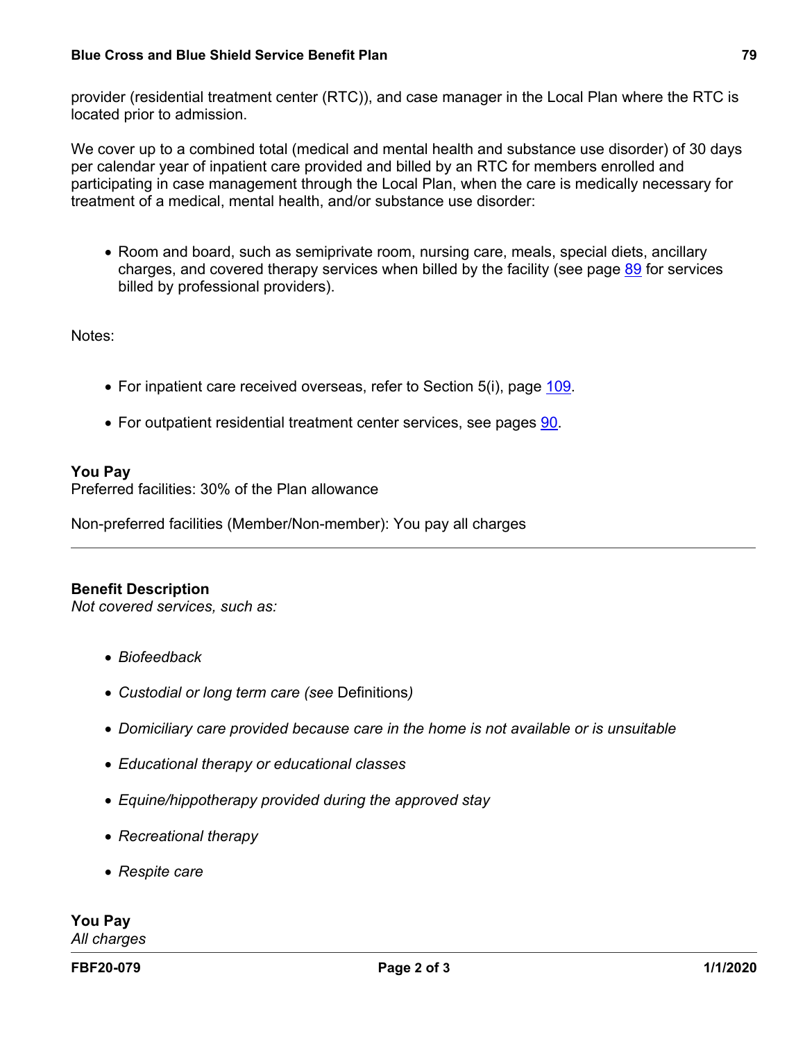provider (residential treatment center (RTC)), and case manager in the Local Plan where the RTC is located prior to admission.

We cover up to a combined total (medical and mental health and substance use disorder) of 30 days per calendar year of inpatient care provided and billed by an RTC for members enrolled and participating in case management through the Local Plan, when the care is medically necessary for treatment of a medical, mental health, and/or substance use disorder:

- Room and board, such as semiprivate room, nursing care, meals, special diets, ancillary charges, and covered therapy services when billed by the facility (see page 89 for services billed by professional providers).

Notes:

- For inpatient care received overseas, refer to Section 5(i), page 109.
- For outpatient residential treatment center services, see pages 90.

**You Pay**
Preferred facilities: 30% of the Plan allowance

Non-preferred facilities (Member/Non-member): You pay all charges

---

**Benefit Description**
*Not covered services, such as:*

- *Biofeedback*
- *Custodial or long term care (see* Definitions*)*
- *Domiciliary care provided because care in the home is not available or is unsuitable*
- *Educational therapy or educational classes*
- *Equine/hippotherapy provided during the approved stay*
- *Recreational therapy*
- *Respite care*

**You Pay**
*All charges*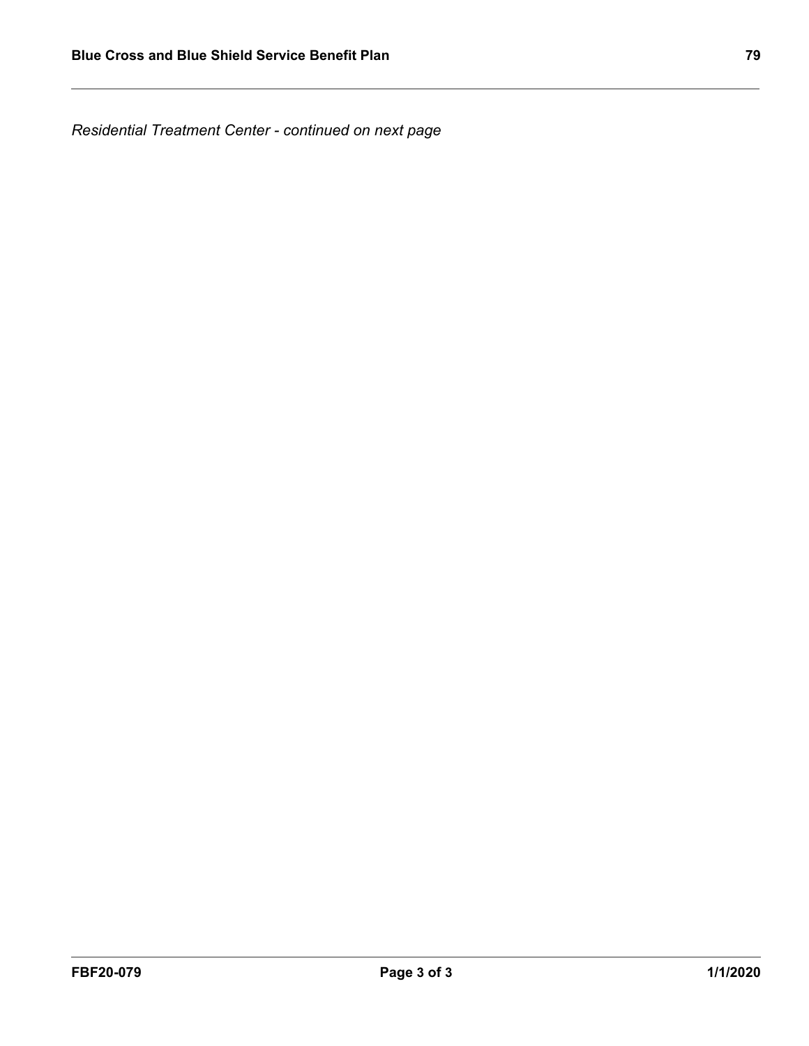*Residential Treatment Center - continued on next page*